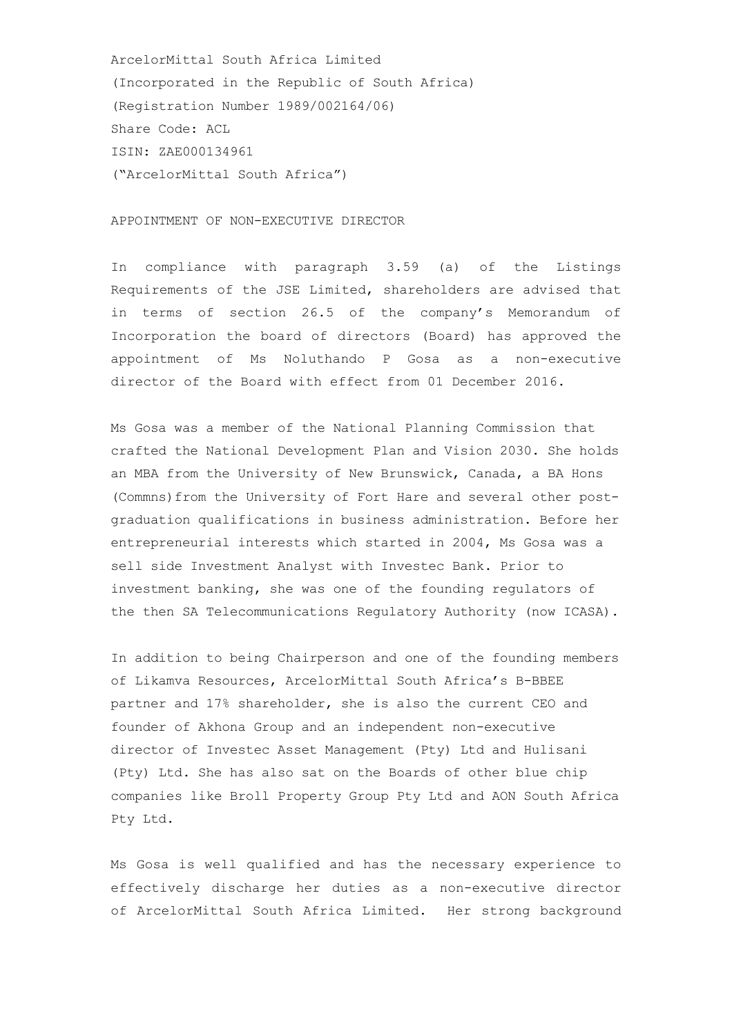ArcelorMittal South Africa Limited
(Incorporated in the Republic of South Africa)
(Registration Number 1989/002164/06)
Share Code: ACL
ISIN: ZAE000134961
("ArcelorMittal South Africa")

## APPOINTMENT OF NON-EXECUTIVE DIRECTOR

In compliance with paragraph 3.59 (a) of the Listings Requirements of the JSE Limited, shareholders are advised that in terms of section 26.5 of the company's Memorandum of Incorporation the board of directors (Board) has approved the appointment of Ms Noluthando P Gosa as a non-executive director of the Board with effect from 01 December 2016.

Ms Gosa was a member of the National Planning Commission that crafted the National Development Plan and Vision 2030. She holds an MBA from the University of New Brunswick, Canada, a BA Hons (Commns)from the University of Fort Hare and several other post-graduation qualifications in business administration. Before her entrepreneurial interests which started in 2004, Ms Gosa was a sell side Investment Analyst with Investec Bank. Prior to investment banking, she was one of the founding regulators of the then SA Telecommunications Regulatory Authority (now ICASA).

In addition to being Chairperson and one of the founding members of Likamva Resources, ArcelorMittal South Africa's B-BBEE partner and 17% shareholder, she is also the current CEO and founder of Akhona Group and an independent non-executive director of Investec Asset Management (Pty) Ltd and Hulisani (Pty) Ltd. She has also sat on the Boards of other blue chip companies like Broll Property Group Pty Ltd and AON South Africa Pty Ltd.

Ms Gosa is well qualified and has the necessary experience to effectively discharge her duties as a non-executive director of ArcelorMittal South Africa Limited. Her strong background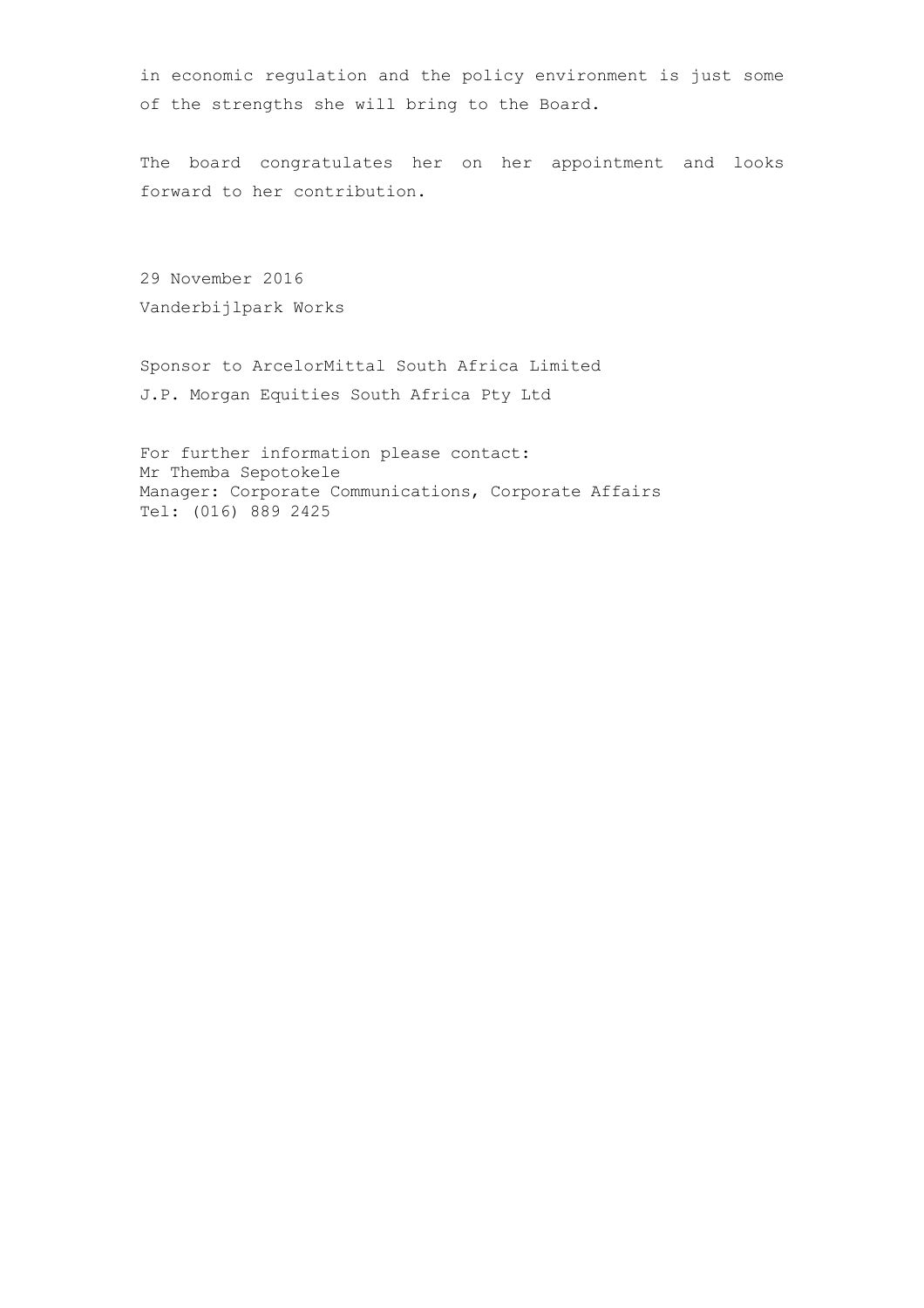in economic regulation and the policy environment is just some of the strengths she will bring to the Board.

The board congratulates her on her appointment and looks forward to her contribution.

29 November 2016
Vanderbijlpark Works

Sponsor to ArcelorMittal South Africa Limited
J.P. Morgan Equities South Africa Pty Ltd

For further information please contact:
Mr Themba Sepotokele
Manager: Corporate Communications, Corporate Affairs
Tel: (016) 889 2425